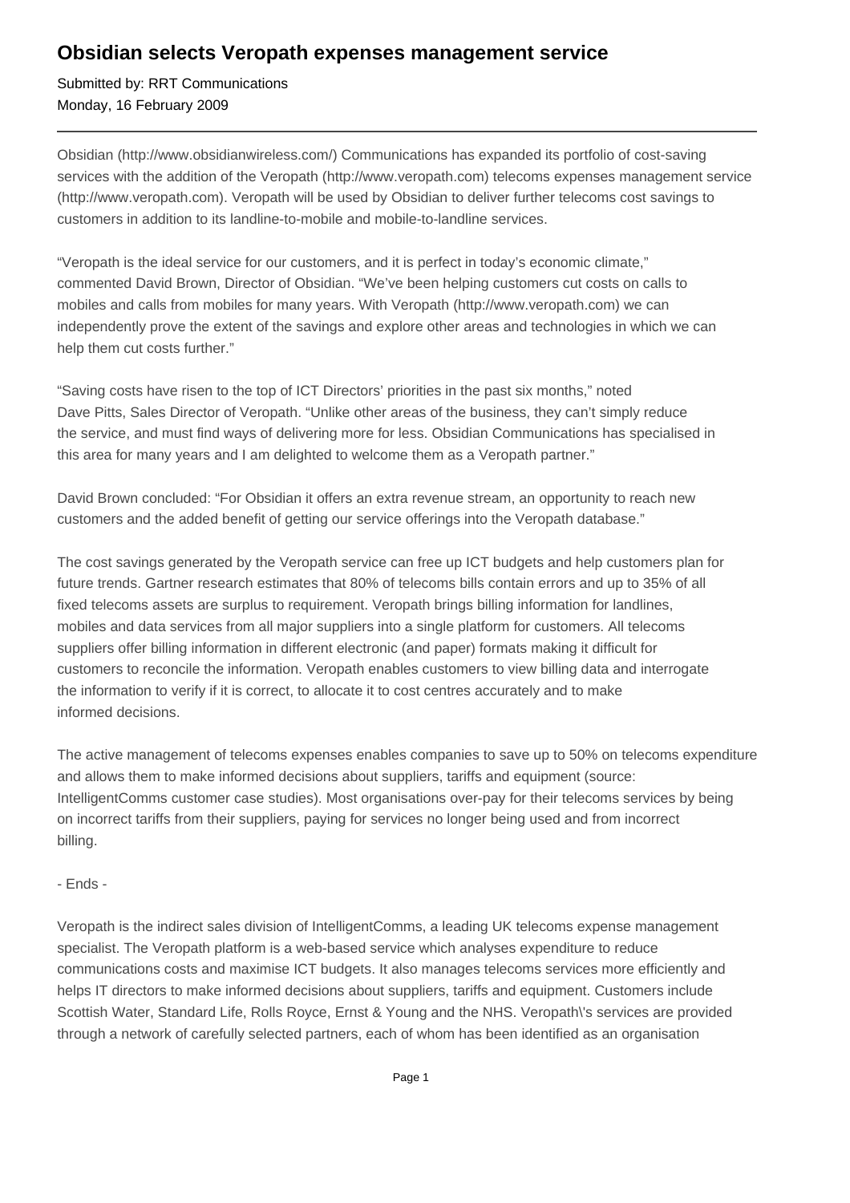# Obsidian selects Veropath expenses management service

Submitted by: RRT Communications
Monday, 16 February 2009

---

Obsidian (http://www.obsidianwireless.com/) Communications has expanded its portfolio of cost-saving services with the addition of the Veropath (http://www.veropath.com) telecoms expenses management service (http://www.veropath.com). Veropath will be used by Obsidian to deliver further telecoms cost savings to customers in addition to its landline-to-mobile and mobile-to-landline services.

“Veropath is the ideal service for our customers, and it is perfect in today’s economic climate,” commented David Brown, Director of Obsidian. “We’ve been helping customers cut costs on calls to mobiles and calls from mobiles for many years. With Veropath (http://www.veropath.com) we can independently prove the extent of the savings and explore other areas and technologies in which we can help them cut costs further.”

“Saving costs have risen to the top of ICT Directors’ priorities in the past six months,” noted Dave Pitts, Sales Director of Veropath. “Unlike other areas of the business, they can’t simply reduce the service, and must find ways of delivering more for less. Obsidian Communications has specialised in this area for many years and I am delighted to welcome them as a Veropath partner.”

David Brown concluded: “For Obsidian it offers an extra revenue stream, an opportunity to reach new customers and the added benefit of getting our service offerings into the Veropath database.”

The cost savings generated by the Veropath service can free up ICT budgets and help customers plan for future trends. Gartner research estimates that 80% of telecoms bills contain errors and up to 35% of all fixed telecoms assets are surplus to requirement. Veropath brings billing information for landlines, mobiles and data services from all major suppliers into a single platform for customers. All telecoms suppliers offer billing information in different electronic (and paper) formats making it difficult for customers to reconcile the information. Veropath enables customers to view billing data and interrogate the information to verify if it is correct, to allocate it to cost centres accurately and to make informed decisions.

The active management of telecoms expenses enables companies to save up to 50% on telecoms expenditure and allows them to make informed decisions about suppliers, tariffs and equipment (source: IntelligentComms customer case studies). Most organisations over-pay for their telecoms services by being on incorrect tariffs from their suppliers, paying for services no longer being used and from incorrect billing.

- Ends -

Veropath is the indirect sales division of IntelligentComms, a leading UK telecoms expense management specialist. The Veropath platform is a web-based service which analyses expenditure to reduce communications costs and maximise ICT budgets. It also manages telecoms services more efficiently and helps IT directors to make informed decisions about suppliers, tariffs and equipment. Customers include Scottish Water, Standard Life, Rolls Royce, Ernst & Young and the NHS. Veropath\'s services are provided through a network of carefully selected partners, each of whom has been identified as an organisation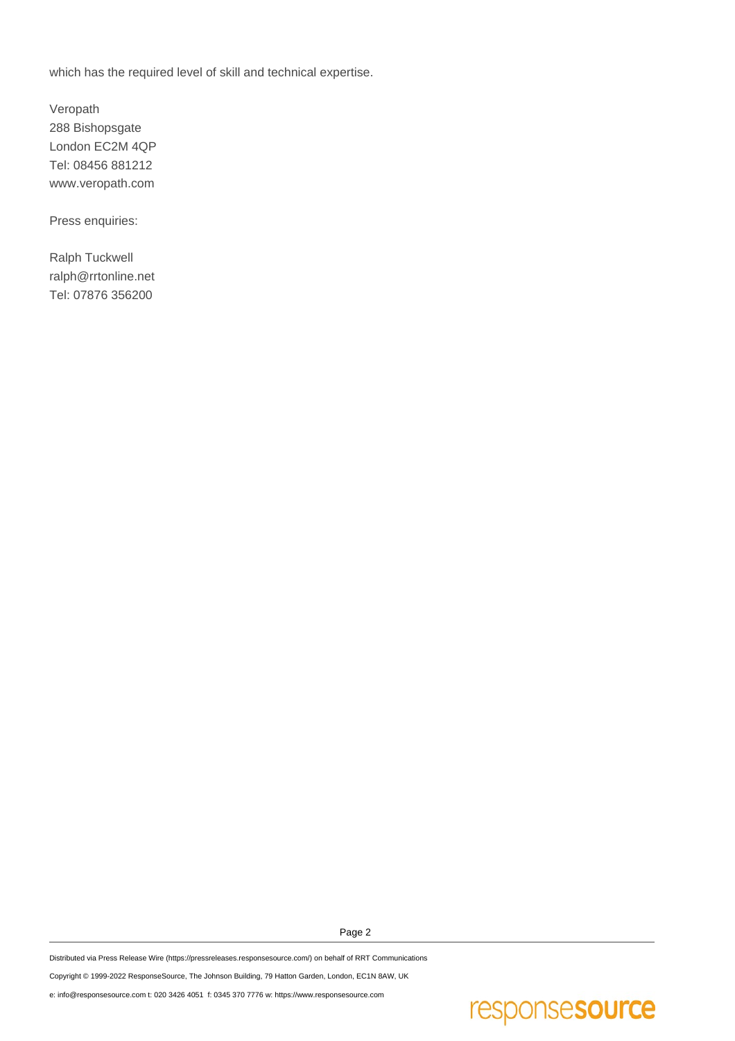which has the required level of skill and technical expertise.

Veropath  
288 Bishopsgate  
London EC2M 4QP  
Tel: 08456 881212  
www.veropath.com

Press enquiries:

Ralph Tuckwell  
ralph@rrtonline.net  
Tel: 07876 356200